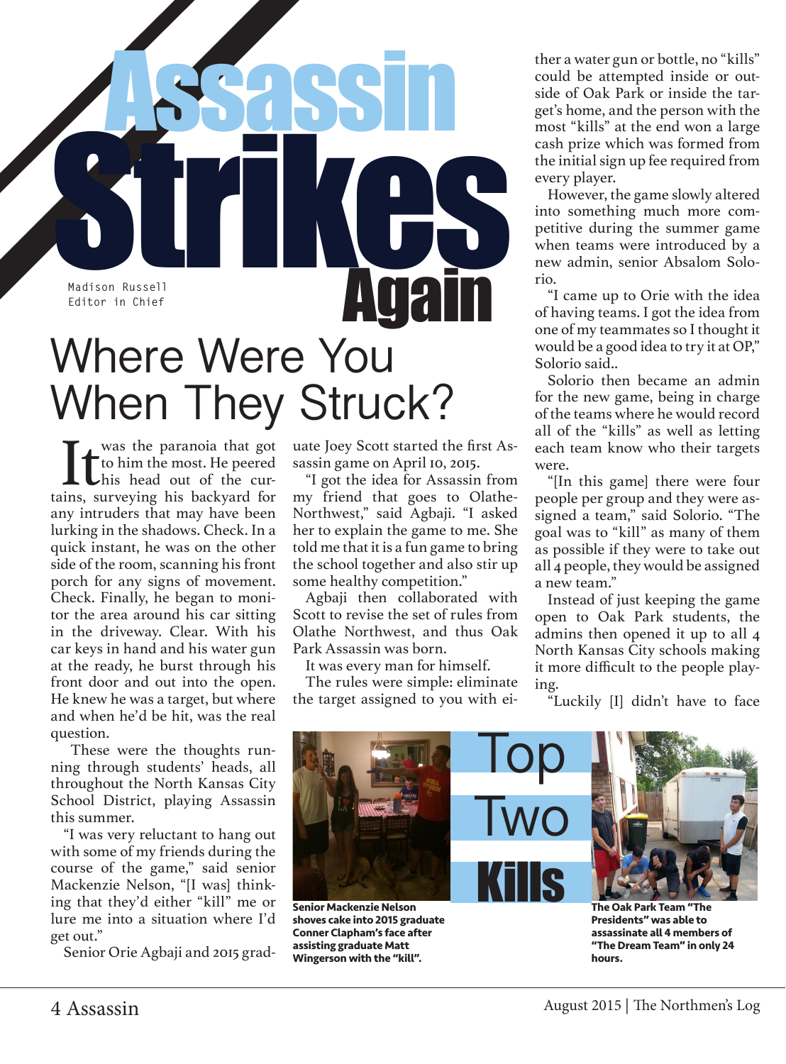# Assassin Strikes Again

Madison Russell
Editor in Chief

## Where Were You When They Struck?

It was the paranoia that got to him the most. He peered his head out of the curtains, surveying his backyard for any intruders that may have been lurking in the shadows. Check. In a quick instant, he was on the other side of the room, scanning his front porch for any signs of movement. Check. Finally, he began to monitor the area around his car sitting in the driveway. Clear. With his car keys in hand and his water gun at the ready, he burst through his front door and out into the open. He knew he was a target, but where and when he'd be hit, was the real question.

These were the thoughts running through students' heads, all throughout the North Kansas City School District, playing Assassin this summer.

"I was very reluctant to hang out with some of my friends during the course of the game," said senior Mackenzie Nelson, "[I was] thinking that they'd either "kill" me or lure me into a situation where I'd get out."

Senior Orie Agbaji and 2015 graduate Joey Scott started the first Assassin game on April 10, 2015.

"I got the idea for Assassin from my friend that goes to Olathe-Northwest," said Agbaji. "I asked her to explain the game to me. She told me that it is a fun game to bring the school together and also stir up some healthy competition."

Agbaji then collaborated with Scott to revise the set of rules from Olathe Northwest, and thus Oak Park Assassin was born.

It was every man for himself.

The rules were simple: eliminate the target assigned to you with either a water gun or bottle, no "kills" could be attempted inside or outside of Oak Park or inside the target's home, and the person with the most "kills" at the end won a large cash prize which was formed from the initial sign up fee required from every player.

However, the game slowly altered into something much more competitive during the summer game when teams were introduced by a new admin, senior Absalom Solorio.

"I came up to Orie with the idea of having teams. I got the idea from one of my teammates so I thought it would be a good idea to try it at OP," Solorio said..

Solorio then became an admin for the new game, being in charge of the teams where he would record all of the "kills" as well as letting each team know who their targets were.

"[In this game] there were four people per group and they were assigned a team," said Solorio. "The goal was to "kill" as many of them as possible if they were to take out all 4 people, they would be assigned a new team."

Instead of just keeping the game open to Oak Park students, the admins then opened it up to all 4 North Kansas City schools making it more difficult to the people playing.

"Luckily [I] didn't have to face

**Senior Mackenzie Nelson shoves cake into 2015 graduate Conner Clapham's face after assisting graduate Matt Wingerson with the "kill".**

### Top Two Kills

**The Oak Park Team "The Presidents" was able to assassinate all 4 members of "The Dream Team" in only 24 hours.**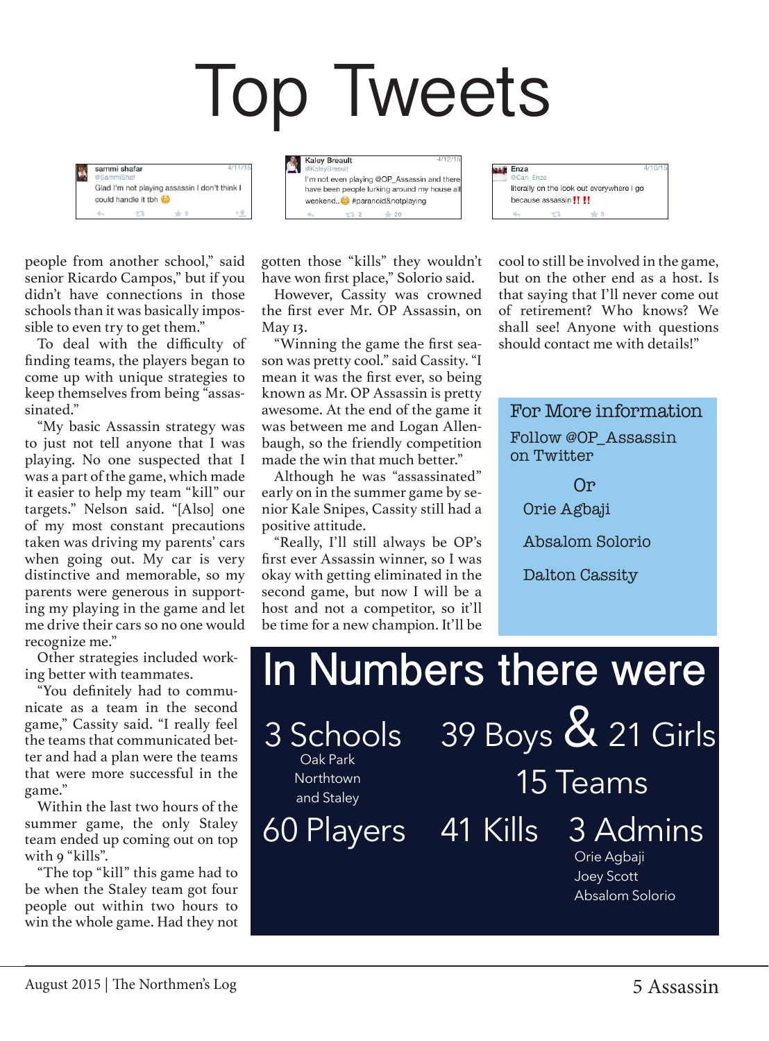# Top Tweets

sammi shafar @SammiShaf 4/11/15
Glad I'm not playing assassin I don't think I could handle it tbh 😁

Kaley Breault @KaleyBreault 4/12/15
I'm not even playing @OP_Assassin and there have been people lurking around my house all weekend..😳 #paranoid&notplaying

Enza @Can_Enza 4/10/15
literally on the look out everywhere I go because assassin‼️‼️

people from another school," said senior Ricardo Campos," but if you didn't have connections in those schools than it was basically impossible to even try to get them."

To deal with the difficulty of finding teams, the players began to come up with unique strategies to keep themselves from being "assassinated."

"My basic Assassin strategy was to just not tell anyone that I was playing. No one suspected that I was a part of the game, which made it easier to help my team "kill" our targets." Nelson said. "[Also] one of my most constant precautions taken was driving my parents' cars when going out. My car is very distinctive and memorable, so my parents were generous in supporting my playing in the game and let me drive their cars so no one would recognize me."

Other strategies included working better with teammates.

"You definitely had to communicate as a team in the second game," Cassity said. "I really feel the teams that communicated better and had a plan were the teams that were more successful in the game."

Within the last two hours of the summer game, the only Staley team ended up coming out on top with 9 "kills".

"The top "kill" this game had to be when the Staley team got four people out within two hours to win the whole game. Had they not gotten those "kills" they wouldn't have won first place," Solorio said.

However, Cassity was crowned the first ever Mr. OP Assassin, on May 13.

"Winning the game the first season was pretty cool." said Cassity. "I mean it was the first ever, so being known as Mr. OP Assassin is pretty awesome. At the end of the game it was between me and Logan Allenbaugh, so the friendly competition made the win that much better."

Although he was "assassinated" early on in the summer game by senior Kale Snipes, Cassity still had a positive attitude.

"Really, I'll still always be OP's first ever Assassin winner, so I was okay with getting eliminated in the second game, but now I will be a host and not a competitor, so it'll be time for a new champion. It'll be cool to still be involved in the game, but on the other end as a host. Is that saying that I'll never come out of retirement? Who knows? We shall see! Anyone with questions should contact me with details!"

## For More information

Follow @OP_Assassin on Twitter

Or

Orie Agbaji

Absalom Solorio

Dalton Cassity

## In Numbers there were

**3 Schools**
Oak Park
Northtown
and Staley

**39 Boys & 21 Girls**

**15 Teams**

**60 Players**

**41 Kills**

**3 Admins**
Orie Agbaji
Joey Scott
Absalom Solorio